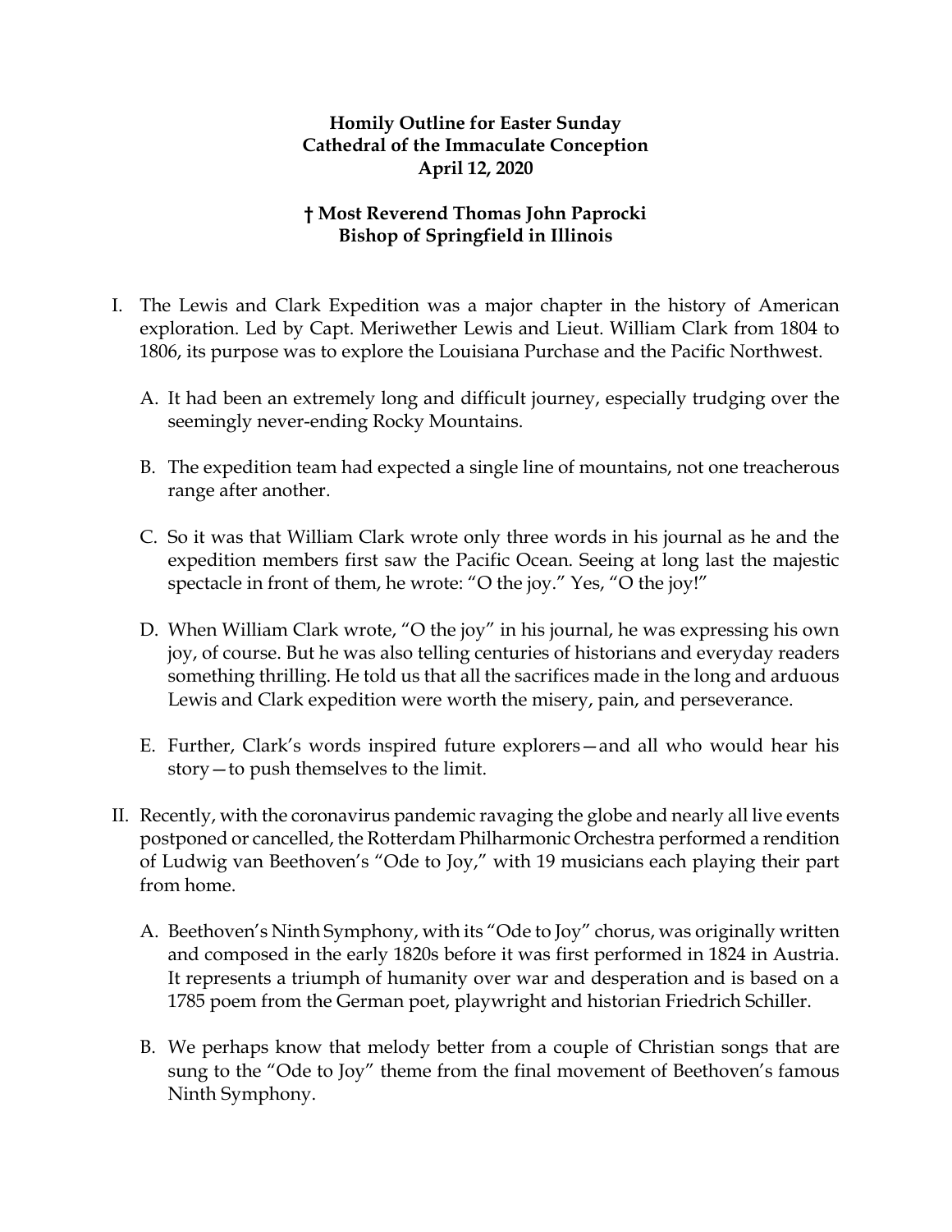**Homily Outline for Easter Sunday**
**Cathedral of the Immaculate Conception**
**April 12, 2020**

**† Most Reverend Thomas John Paprocki**
**Bishop of Springfield in Illinois**

I. The Lewis and Clark Expedition was a major chapter in the history of American exploration. Led by Capt. Meriwether Lewis and Lieut. William Clark from 1804 to 1806, its purpose was to explore the Louisiana Purchase and the Pacific Northwest.

   A. It had been an extremely long and difficult journey, especially trudging over the seemingly never-ending Rocky Mountains.

   B. The expedition team had expected a single line of mountains, not one treacherous range after another.

   C. So it was that William Clark wrote only three words in his journal as he and the expedition members first saw the Pacific Ocean. Seeing at long last the majestic spectacle in front of them, he wrote: "O the joy." Yes, "O the joy!"

   D. When William Clark wrote, "O the joy" in his journal, he was expressing his own joy, of course. But he was also telling centuries of historians and everyday readers something thrilling. He told us that all the sacrifices made in the long and arduous Lewis and Clark expedition were worth the misery, pain, and perseverance.

   E. Further, Clark's words inspired future explorers—and all who would hear his story—to push themselves to the limit.

II. Recently, with the coronavirus pandemic ravaging the globe and nearly all live events postponed or cancelled, the Rotterdam Philharmonic Orchestra performed a rendition of Ludwig van Beethoven's "Ode to Joy," with 19 musicians each playing their part from home.

   A. Beethoven's Ninth Symphony, with its "Ode to Joy" chorus, was originally written and composed in the early 1820s before it was first performed in 1824 in Austria. It represents a triumph of humanity over war and desperation and is based on a 1785 poem from the German poet, playwright and historian Friedrich Schiller.

   B. We perhaps know that melody better from a couple of Christian songs that are sung to the "Ode to Joy" theme from the final movement of Beethoven's famous Ninth Symphony.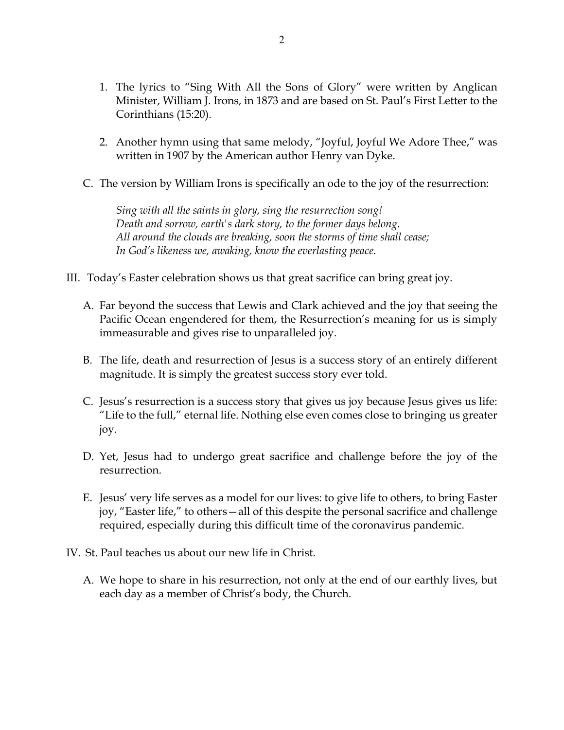1. The lyrics to "Sing With All the Sons of Glory" were written by Anglican Minister, William J. Irons, in 1873 and are based on St. Paul's First Letter to the Corinthians (15:20).

2. Another hymn using that same melody, "Joyful, Joyful We Adore Thee," was written in 1907 by the American author Henry van Dyke.

C. The version by William Irons is specifically an ode to the joy of the resurrection:

> *Sing with all the saints in glory, sing the resurrection song!*
> *Death and sorrow, earth's dark story, to the former days belong.*
> *All around the clouds are breaking, soon the storms of time shall cease;*
> *In God's likeness we, awaking, know the everlasting peace.*

III. Today's Easter celebration shows us that great sacrifice can bring great joy.

A. Far beyond the success that Lewis and Clark achieved and the joy that seeing the Pacific Ocean engendered for them, the Resurrection's meaning for us is simply immeasurable and gives rise to unparalleled joy.

B. The life, death and resurrection of Jesus is a success story of an entirely different magnitude. It is simply the greatest success story ever told.

C. Jesus's resurrection is a success story that gives us joy because Jesus gives us life: "Life to the full," eternal life. Nothing else even comes close to bringing us greater joy.

D. Yet, Jesus had to undergo great sacrifice and challenge before the joy of the resurrection.

E. Jesus' very life serves as a model for our lives: to give life to others, to bring Easter joy, "Easter life," to others—all of this despite the personal sacrifice and challenge required, especially during this difficult time of the coronavirus pandemic.

IV. St. Paul teaches us about our new life in Christ.

A. We hope to share in his resurrection, not only at the end of our earthly lives, but each day as a member of Christ's body, the Church.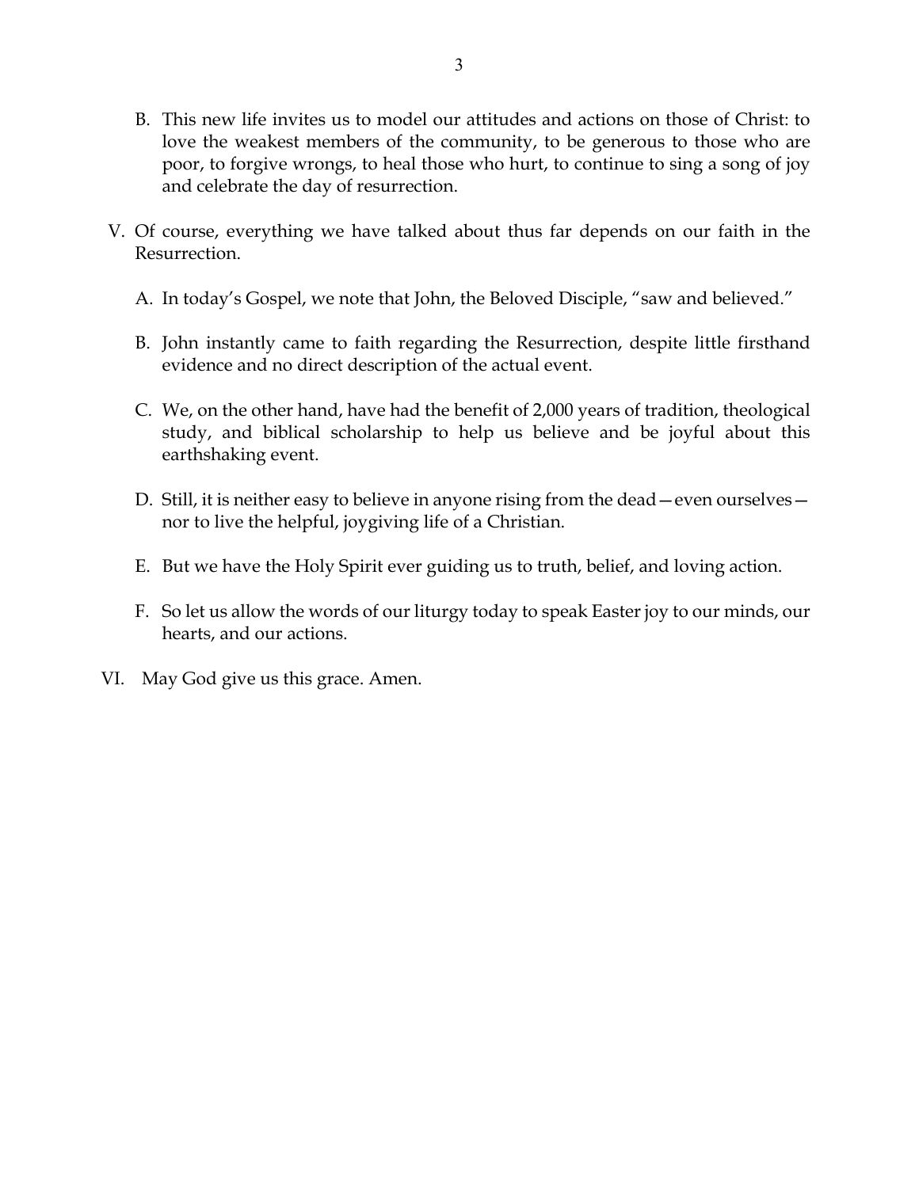B. This new life invites us to model our attitudes and actions on those of Christ: to love the weakest members of the community, to be generous to those who are poor, to forgive wrongs, to heal those who hurt, to continue to sing a song of joy and celebrate the day of resurrection.

V. Of course, everything we have talked about thus far depends on our faith in the Resurrection.

A. In today's Gospel, we note that John, the Beloved Disciple, "saw and believed."

B. John instantly came to faith regarding the Resurrection, despite little firsthand evidence and no direct description of the actual event.

C. We, on the other hand, have had the benefit of 2,000 years of tradition, theological study, and biblical scholarship to help us believe and be joyful about this earthshaking event.

D. Still, it is neither easy to believe in anyone rising from the dead—even ourselves—nor to live the helpful, joygiving life of a Christian.

E. But we have the Holy Spirit ever guiding us to truth, belief, and loving action.

F. So let us allow the words of our liturgy today to speak Easter joy to our minds, our hearts, and our actions.

VI. May God give us this grace. Amen.